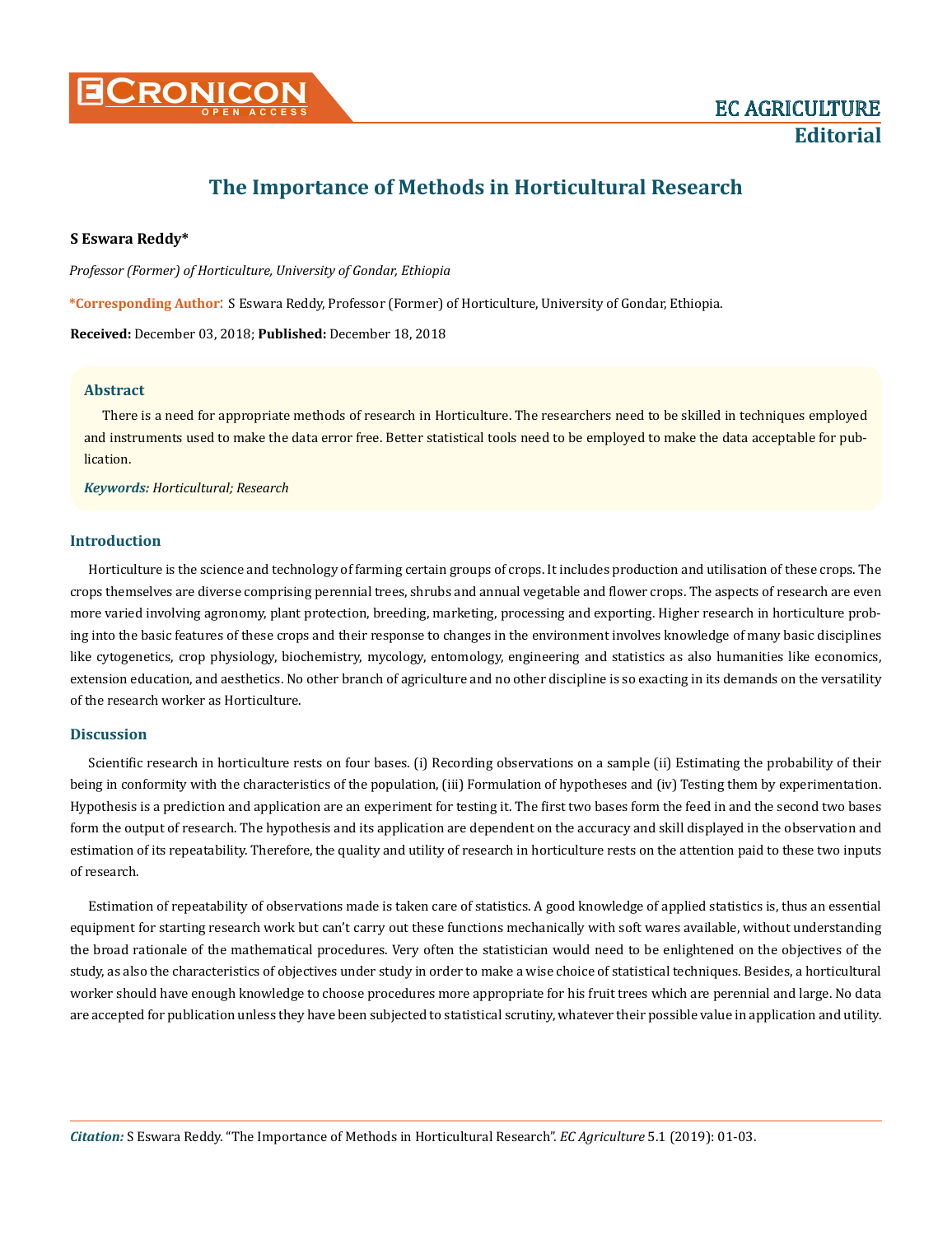# The Importance of Methods in Horticultural Research

**S Eswara Reddy***

*Professor (Former) of Horticulture, University of Gondar, Ethiopia*

***Corresponding Author:** S Eswara Reddy, Professor (Former) of Horticulture, University of Gondar, Ethiopia.

**Received:** December 03, 2018; **Published:** December 18, 2018

## Abstract

There is a need for appropriate methods of research in Horticulture. The researchers need to be skilled in techniques employed and instruments used to make the data error free. Better statistical tools need to be employed to make the data acceptable for publication.

***Keywords:*** *Horticultural; Research*

## Introduction

Horticulture is the science and technology of farming certain groups of crops. It includes production and utilisation of these crops. The crops themselves are diverse comprising perennial trees, shrubs and annual vegetable and flower crops. The aspects of research are even more varied involving agronomy, plant protection, breeding, marketing, processing and exporting. Higher research in horticulture probing into the basic features of these crops and their response to changes in the environment involves knowledge of many basic disciplines like cytogenetics, crop physiology, biochemistry, mycology, entomology, engineering and statistics as also humanities like economics, extension education, and aesthetics. No other branch of agriculture and no other discipline is so exacting in its demands on the versatility of the research worker as Horticulture.

## Discussion

Scientific research in horticulture rests on four bases. (i) Recording observations on a sample (ii) Estimating the probability of their being in conformity with the characteristics of the population, (iii) Formulation of hypotheses and (iv) Testing them by experimentation. Hypothesis is a prediction and application are an experiment for testing it. The first two bases form the feed in and the second two bases form the output of research. The hypothesis and its application are dependent on the accuracy and skill displayed in the observation and estimation of its repeatability. Therefore, the quality and utility of research in horticulture rests on the attention paid to these two inputs of research.

Estimation of repeatability of observations made is taken care of statistics. A good knowledge of applied statistics is, thus an essential equipment for starting research work but can't carry out these functions mechanically with soft wares available, without understanding the broad rationale of the mathematical procedures. Very often the statistician would need to be enlightened on the objectives of the study, as also the characteristics of objectives under study in order to make a wise choice of statistical techniques. Besides, a horticultural worker should have enough knowledge to choose procedures more appropriate for his fruit trees which are perennial and large. No data are accepted for publication unless they have been subjected to statistical scrutiny, whatever their possible value in application and utility.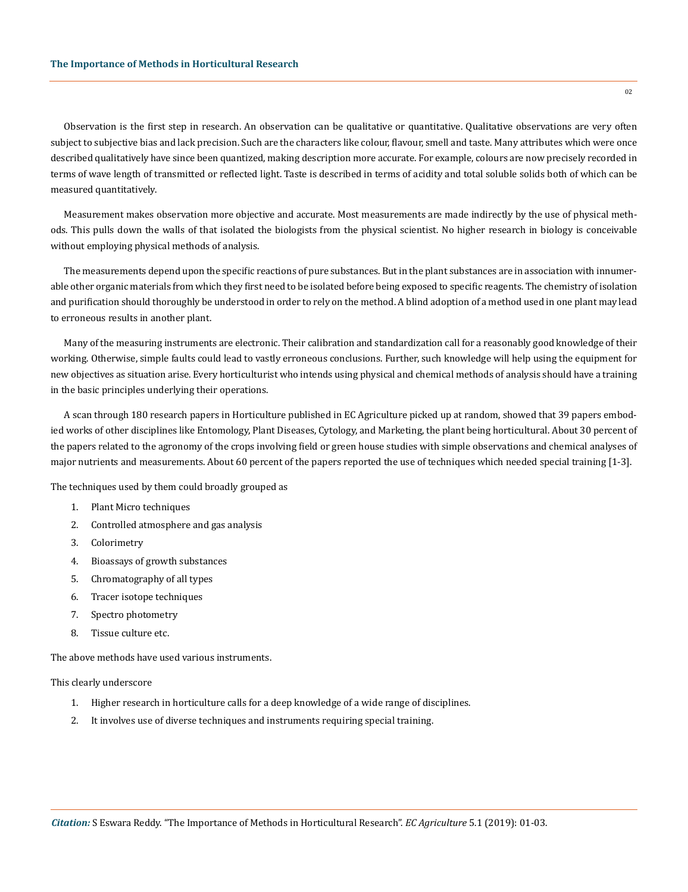Observation is the first step in research. An observation can be qualitative or quantitative. Qualitative observations are very often subject to subjective bias and lack precision. Such are the characters like colour, flavour, smell and taste. Many attributes which were once described qualitatively have since been quantized, making description more accurate. For example, colours are now precisely recorded in terms of wave length of transmitted or reflected light. Taste is described in terms of acidity and total soluble solids both of which can be measured quantitatively.

Measurement makes observation more objective and accurate. Most measurements are made indirectly by the use of physical methods. This pulls down the walls of that isolated the biologists from the physical scientist. No higher research in biology is conceivable without employing physical methods of analysis.

The measurements depend upon the specific reactions of pure substances. But in the plant substances are in association with innumerable other organic materials from which they first need to be isolated before being exposed to specific reagents. The chemistry of isolation and purification should thoroughly be understood in order to rely on the method. A blind adoption of a method used in one plant may lead to erroneous results in another plant.

Many of the measuring instruments are electronic. Their calibration and standardization call for a reasonably good knowledge of their working. Otherwise, simple faults could lead to vastly erroneous conclusions. Further, such knowledge will help using the equipment for new objectives as situation arise. Every horticulturist who intends using physical and chemical methods of analysis should have a training in the basic principles underlying their operations.

A scan through 180 research papers in Horticulture published in EC Agriculture picked up at random, showed that 39 papers embodied works of other disciplines like Entomology, Plant Diseases, Cytology, and Marketing, the plant being horticultural. About 30 percent of the papers related to the agronomy of the crops involving field or green house studies with simple observations and chemical analyses of major nutrients and measurements. About 60 percent of the papers reported the use of techniques which needed special training [1-3].

The techniques used by them could broadly grouped as

1. Plant Micro techniques
2. Controlled atmosphere and gas analysis
3. Colorimetry
4. Bioassays of growth substances
5. Chromatography of all types
6. Tracer isotope techniques
7. Spectro photometry
8. Tissue culture etc.

The above methods have used various instruments.

This clearly underscore

1. Higher research in horticulture calls for a deep knowledge of a wide range of disciplines.
2. It involves use of diverse techniques and instruments requiring special training.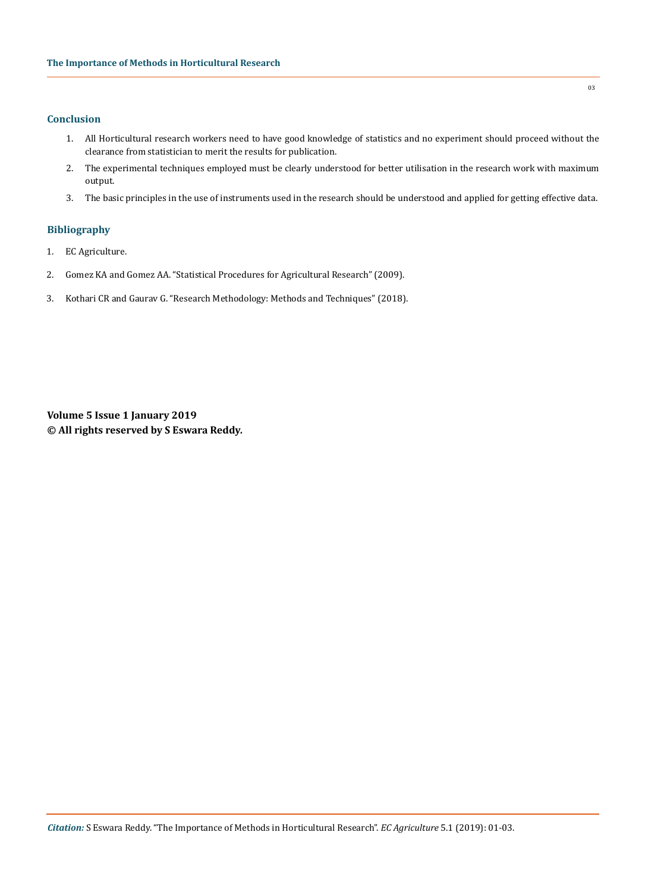## Conclusion

1. All Horticultural research workers need to have good knowledge of statistics and no experiment should proceed without the clearance from statistician to merit the results for publication.
2. The experimental techniques employed must be clearly understood for better utilisation in the research work with maximum output.
3. The basic principles in the use of instruments used in the research should be understood and applied for getting effective data.

## Bibliography

1. EC Agriculture.
2. Gomez KA and Gomez AA. "Statistical Procedures for Agricultural Research" (2009).
3. Kothari CR and Gaurav G. "Research Methodology: Methods and Techniques" (2018).

**Volume 5 Issue 1 January 2019**
**© All rights reserved by S Eswara Reddy.**